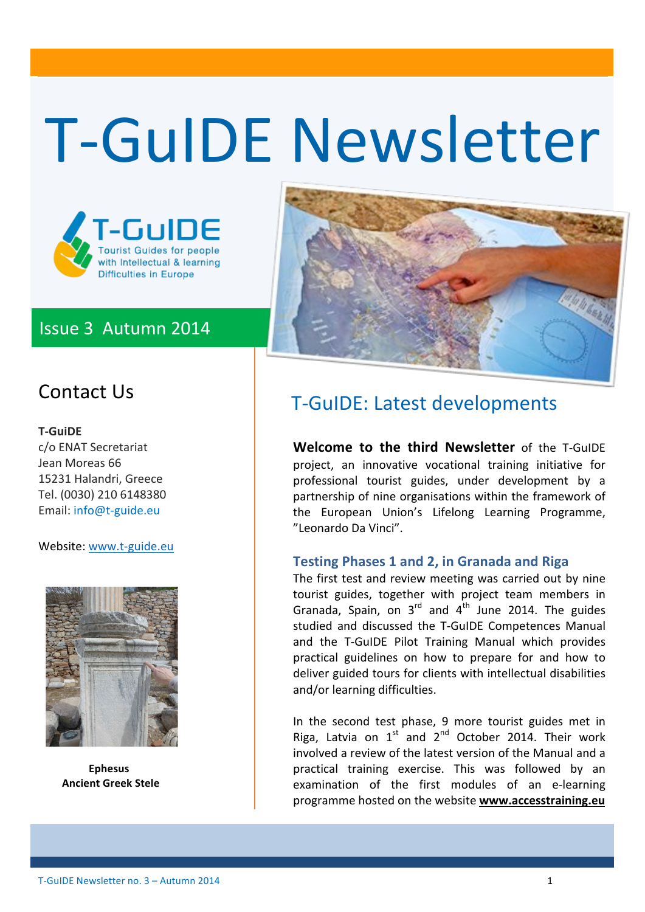# T-GuIDE Newsletter

T-GuIDE
Tourist Guides for people with Intellectual & learning Difficulties in Europe

Issue 3 Autumn 2014

## Contact Us

**T-GuiDE**
c/o ENAT Secretariat
Jean Moreas 66
15231 Halandri, Greece
Tel. (0030) 210 6148380
Email: info@t-guide.eu

Website: www.t-guide.eu

**Ephesus**
**Ancient Greek Stele**

## T-GuIDE: Latest developments

**Welcome to the third Newsletter** of the T-GuIDE project, an innovative vocational training initiative for professional tourist guides, under development by a partnership of nine organisations within the framework of the European Union's Lifelong Learning Programme, "Leonardo Da Vinci".

### Testing Phases 1 and 2, in Granada and Riga

The first test and review meeting was carried out by nine tourist guides, together with project team members in Granada, Spain, on 3rd and 4th June 2014. The guides studied and discussed the T-GuIDE Competences Manual and the T-GuIDE Pilot Training Manual which provides practical guidelines on how to prepare for and how to deliver guided tours for clients with intellectual disabilities and/or learning difficulties.

In the second test phase, 9 more tourist guides met in Riga, Latvia on 1st and 2nd October 2014. Their work involved a review of the latest version of the Manual and a practical training exercise. This was followed by an examination of the first modules of an e-learning programme hosted on the website **www.accesstraining.eu**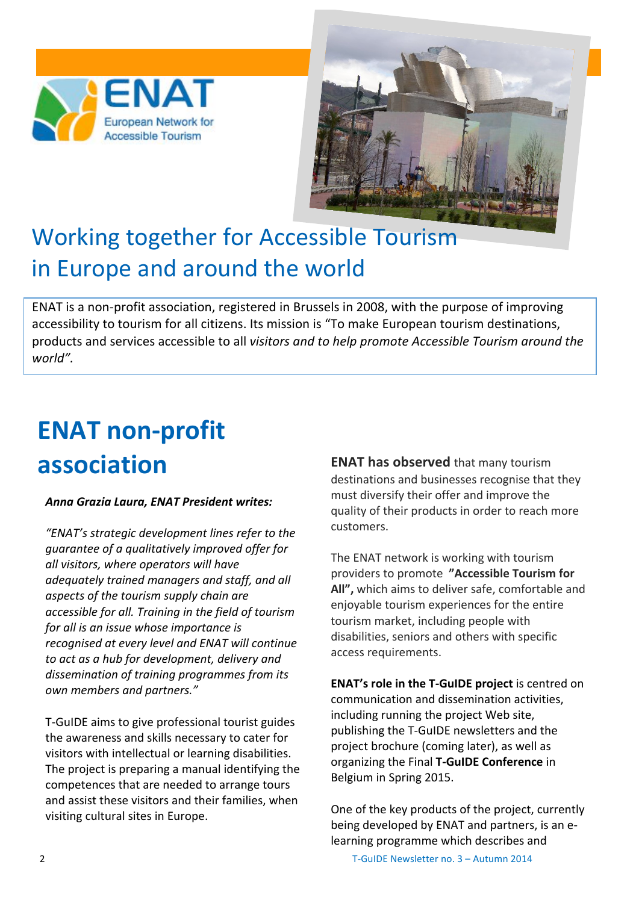ENAT

European Network for Accessible Tourism

# Working together for Accessible Tourism in Europe and around the world

ENAT is a non-profit association, registered in Brussels in 2008, with the purpose of improving accessibility to tourism for all citizens. Its mission is "To make European tourism destinations, products and services accessible to all *visitors and to help promote Accessible Tourism around the world".*

## ENAT non-profit association

***Anna Grazia Laura, ENAT President writes:***

*"ENAT's strategic development lines refer to the guarantee of a qualitatively improved offer for all visitors, where operators will have adequately trained managers and staff, and all aspects of the tourism supply chain are accessible for all. Training in the field of tourism for all is an issue whose importance is recognised at every level and ENAT will continue to act as a hub for development, delivery and dissemination of training programmes from its own members and partners."*

T-GuIDE aims to give professional tourist guides the awareness and skills necessary to cater for visitors with intellectual or learning disabilities. The project is preparing a manual identifying the competences that are needed to arrange tours and assist these visitors and their families, when visiting cultural sites in Europe.

**ENAT has observed** that many tourism destinations and businesses recognise that they must diversify their offer and improve the quality of their products in order to reach more customers.

The ENAT network is working with tourism providers to promote **"Accessible Tourism for All",** which aims to deliver safe, comfortable and enjoyable tourism experiences for the entire tourism market, including people with disabilities, seniors and others with specific access requirements.

**ENAT's role in the T-GuIDE project** is centred on communication and dissemination activities, including running the project Web site, publishing the T-GuIDE newsletters and the project brochure (coming later), as well as organizing the Final **T-GuIDE Conference** in Belgium in Spring 2015.

One of the key products of the project, currently being developed by ENAT and partners, is an e-learning programme which describes and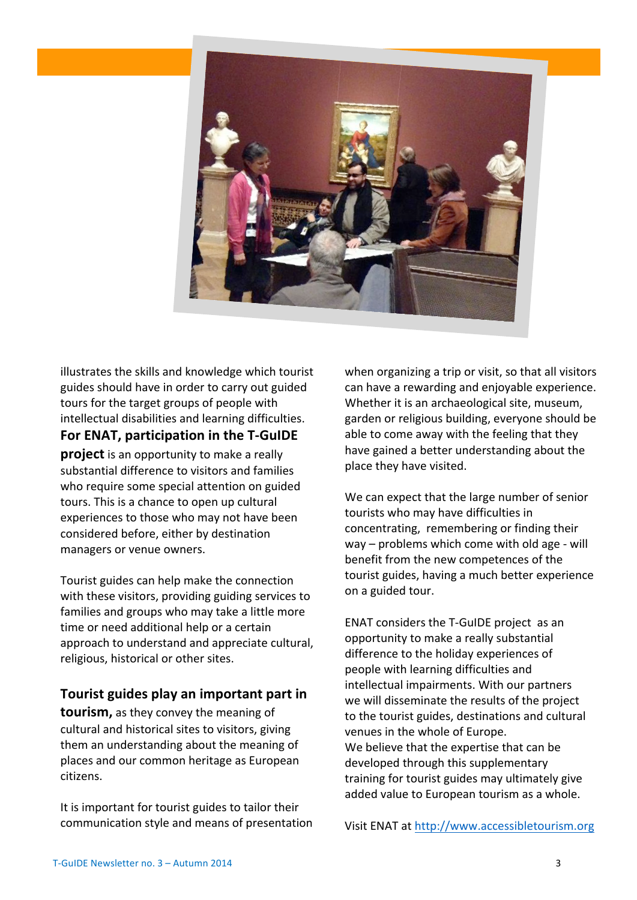illustrates the skills and knowledge which tourist guides should have in order to carry out guided tours for the target groups of people with intellectual disabilities and learning difficulties.

**For ENAT, participation in the T-GuIDE project** is an opportunity to make a really substantial difference to visitors and families who require some special attention on guided tours. This is a chance to open up cultural experiences to those who may not have been considered before, either by destination managers or venue owners.

Tourist guides can help make the connection with these visitors, providing guiding services to families and groups who may take a little more time or need additional help or a certain approach to understand and appreciate cultural, religious, historical or other sites.

**Tourist guides play an important part in tourism,** as they convey the meaning of cultural and historical sites to visitors, giving them an understanding about the meaning of places and our common heritage as European citizens.

It is important for tourist guides to tailor their communication style and means of presentation when organizing a trip or visit, so that all visitors can have a rewarding and enjoyable experience. Whether it is an archaeological site, museum, garden or religious building, everyone should be able to come away with the feeling that they have gained a better understanding about the place they have visited.

We can expect that the large number of senior tourists who may have difficulties in concentrating, remembering or finding their way – problems which come with old age - will benefit from the new competences of the tourist guides, having a much better experience on a guided tour.

ENAT considers the T-GuIDE project as an opportunity to make a really substantial difference to the holiday experiences of people with learning difficulties and intellectual impairments. With our partners we will disseminate the results of the project to the tourist guides, destinations and cultural venues in the whole of Europe.

We believe that the expertise that can be developed through this supplementary training for tourist guides may ultimately give added value to European tourism as a whole.

Visit ENAT at http://www.accessibletourism.org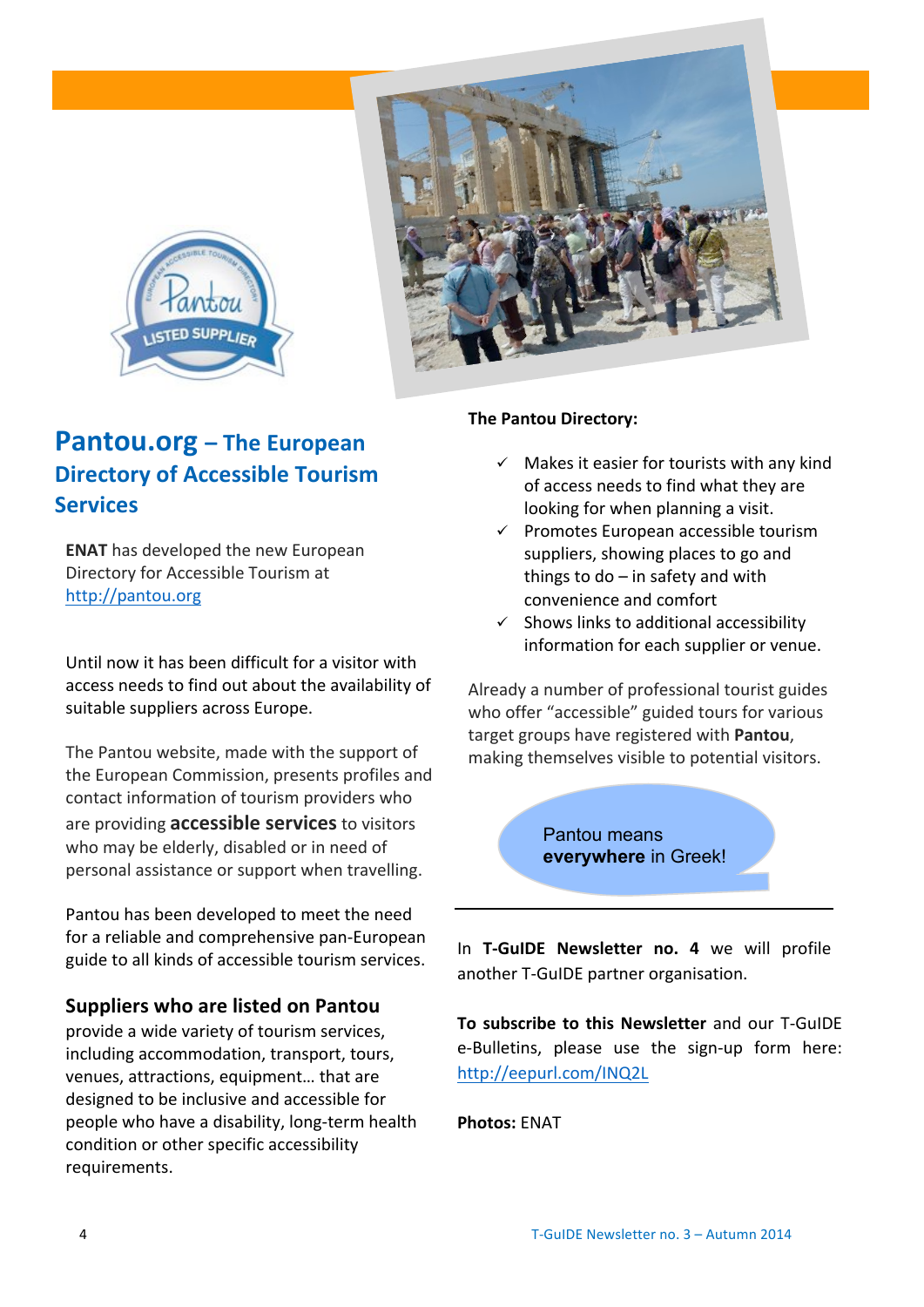## Pantou.org – The European Directory of Accessible Tourism Services

**ENAT** has developed the new European Directory for Accessible Tourism at http://pantou.org

Until now it has been difficult for a visitor with access needs to find out about the availability of suitable suppliers across Europe.

The Pantou website, made with the support of the European Commission, presents profiles and contact information of tourism providers who are providing **accessible services** to visitors who may be elderly, disabled or in need of personal assistance or support when travelling.

Pantou has been developed to meet the need for a reliable and comprehensive pan-European guide to all kinds of accessible tourism services.

### Suppliers who are listed on Pantou

provide a wide variety of tourism services, including accommodation, transport, tours, venues, attractions, equipment… that are designed to be inclusive and accessible for people who have a disability, long-term health condition or other specific accessibility requirements.

**The Pantou Directory:**

- ✓ Makes it easier for tourists with any kind of access needs to find what they are looking for when planning a visit.
- ✓ Promotes European accessible tourism suppliers, showing places to go and things to do – in safety and with convenience and comfort
- ✓ Shows links to additional accessibility information for each supplier or venue.

Already a number of professional tourist guides who offer "accessible" guided tours for various target groups have registered with **Pantou**, making themselves visible to potential visitors.

Pantou means **everywhere** in Greek!

---

In **T-GuIDE Newsletter no. 4** we will profile another T-GuIDE partner organisation.

**To subscribe to this Newsletter** and our T-GuIDE e-Bulletins, please use the sign-up form here: http://eepurl.com/INQ2L

**Photos:** ENAT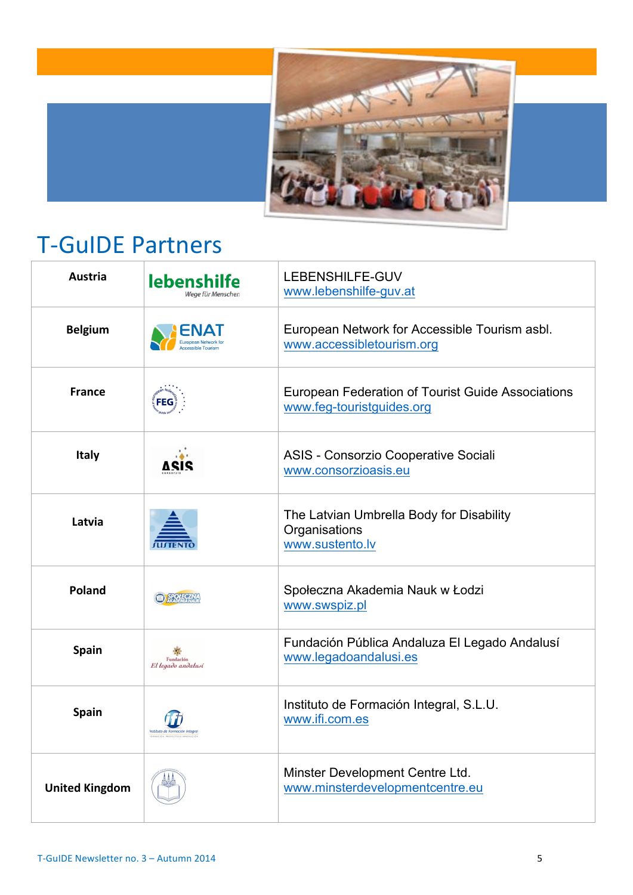# T-GuIDE Partners

| | | |
|---|---|---|
| **Austria** | lebenshilfe<br>Wege für Menschen | LEBENSHILFE-GUV<br>www.lebenshilfe-guv.at |
| **Belgium** | ENAT<br>European Network for Accessible Tourism | European Network for Accessible Tourism asbl.<br>www.accessibletourism.org |
| **France** | FEG | European Federation of Tourist Guide Associations<br>www.feg-touristguides.org |
| **Italy** | ASIS | ASIS - Consorzio Cooperative Sociali<br>www.consorzioasis.eu |
| **Latvia** | SUSTENTO | The Latvian Umbrella Body for Disability Organisations<br>www.sustento.lv |
| **Poland** | SPOŁECZNA AKADEMIA NAUK | Społeczna Akademia Nauk w Łodzi<br>www.swspiz.pl |
| **Spain** | Fundación El legado andalusí | Fundación Pública Andaluza El Legado Andalusí<br>www.legadoandalusi.es |
| **Spain** | ifi<br>Instituto de Formación Integral | Instituto de Formación Integral, S.L.U.<br>www.ifi.com.es |
| **United Kingdom** | | Minster Development Centre Ltd.<br>www.minsterdevelopmentcentre.eu |

T-GuIDE Newsletter no. 3 – Autumn 2014